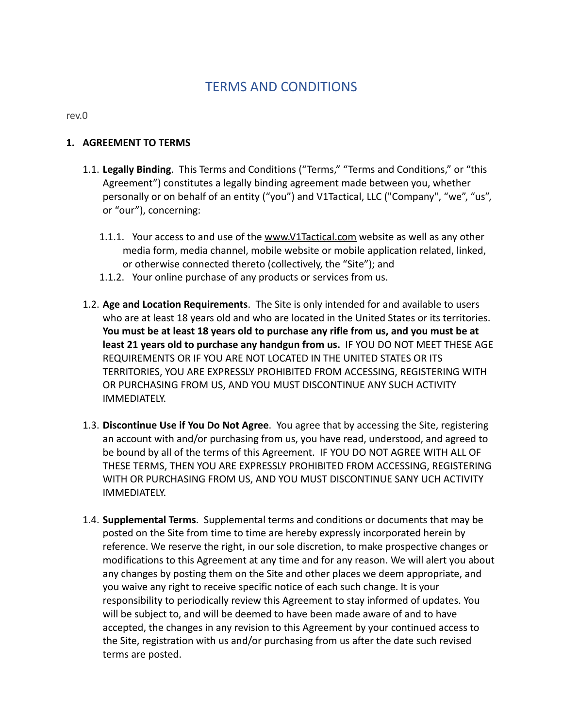# TERMS AND CONDITIONS

rev.0

## 1. AGREEMENT TO TERMS

1.1. **Legally Binding**. This Terms and Conditions ("Terms," "Terms and Conditions," or "this Agreement") constitutes a legally binding agreement made between you, whether personally or on behalf of an entity ("you") and V1Tactical, LLC ("Company", "we", "us", or "our"), concerning:

- 1.1.1. Your access to and use of the www.V1Tactical.com website as well as any other media form, media channel, mobile website or mobile application related, linked, or otherwise connected thereto (collectively, the "Site"); and
- 1.1.2. Your online purchase of any products or services from us.

1.2. **Age and Location Requirements**. The Site is only intended for and available to users who are at least 18 years old and who are located in the United States or its territories. **You must be at least 18 years old to purchase any rifle from us, and you must be at least 21 years old to purchase any handgun from us.** IF YOU DO NOT MEET THESE AGE REQUIREMENTS OR IF YOU ARE NOT LOCATED IN THE UNITED STATES OR ITS TERRITORIES, YOU ARE EXPRESSLY PROHIBITED FROM ACCESSING, REGISTERING WITH OR PURCHASING FROM US, AND YOU MUST DISCONTINUE ANY SUCH ACTIVITY IMMEDIATELY.

1.3. **Discontinue Use if You Do Not Agree**. You agree that by accessing the Site, registering an account with and/or purchasing from us, you have read, understood, and agreed to be bound by all of the terms of this Agreement. IF YOU DO NOT AGREE WITH ALL OF THESE TERMS, THEN YOU ARE EXPRESSLY PROHIBITED FROM ACCESSING, REGISTERING WITH OR PURCHASING FROM US, AND YOU MUST DISCONTINUE SANY UCH ACTIVITY IMMEDIATELY.

1.4. **Supplemental Terms**. Supplemental terms and conditions or documents that may be posted on the Site from time to time are hereby expressly incorporated herein by reference. We reserve the right, in our sole discretion, to make prospective changes or modifications to this Agreement at any time and for any reason. We will alert you about any changes by posting them on the Site and other places we deem appropriate, and you waive any right to receive specific notice of each such change. It is your responsibility to periodically review this Agreement to stay informed of updates. You will be subject to, and will be deemed to have been made aware of and to have accepted, the changes in any revision to this Agreement by your continued access to the Site, registration with us and/or purchasing from us after the date such revised terms are posted.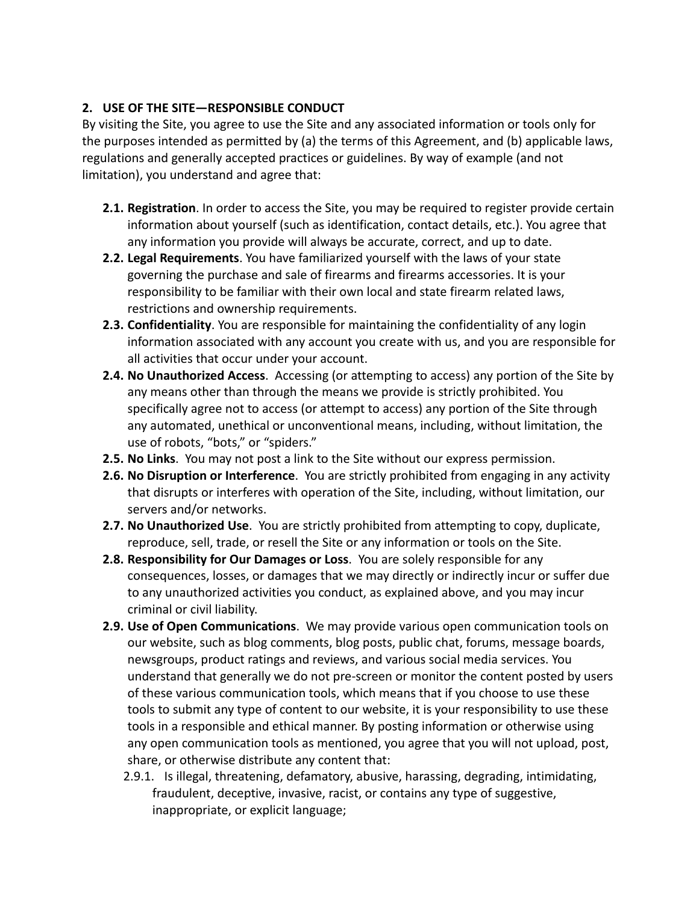## 2. USE OF THE SITE—RESPONSIBLE CONDUCT

By visiting the Site, you agree to use the Site and any associated information or tools only for the purposes intended as permitted by (a) the terms of this Agreement, and (b) applicable laws, regulations and generally accepted practices or guidelines. By way of example (and not limitation), you understand and agree that:

- **2.1. Registration**. In order to access the Site, you may be required to register provide certain information about yourself (such as identification, contact details, etc.). You agree that any information you provide will always be accurate, correct, and up to date.
- **2.2. Legal Requirements**. You have familiarized yourself with the laws of your state governing the purchase and sale of firearms and firearms accessories. It is your responsibility to be familiar with their own local and state firearm related laws, restrictions and ownership requirements.
- **2.3. Confidentiality**. You are responsible for maintaining the confidentiality of any login information associated with any account you create with us, and you are responsible for all activities that occur under your account.
- **2.4. No Unauthorized Access**. Accessing (or attempting to access) any portion of the Site by any means other than through the means we provide is strictly prohibited. You specifically agree not to access (or attempt to access) any portion of the Site through any automated, unethical or unconventional means, including, without limitation, the use of robots, "bots," or "spiders."
- **2.5. No Links**. You may not post a link to the Site without our express permission.
- **2.6. No Disruption or Interference**. You are strictly prohibited from engaging in any activity that disrupts or interferes with operation of the Site, including, without limitation, our servers and/or networks.
- **2.7. No Unauthorized Use**. You are strictly prohibited from attempting to copy, duplicate, reproduce, sell, trade, or resell the Site or any information or tools on the Site.
- **2.8. Responsibility for Our Damages or Loss**. You are solely responsible for any consequences, losses, or damages that we may directly or indirectly incur or suffer due to any unauthorized activities you conduct, as explained above, and you may incur criminal or civil liability.
- **2.9. Use of Open Communications**. We may provide various open communication tools on our website, such as blog comments, blog posts, public chat, forums, message boards, newsgroups, product ratings and reviews, and various social media services. You understand that generally we do not pre-screen or monitor the content posted by users of these various communication tools, which means that if you choose to use these tools to submit any type of content to our website, it is your responsibility to use these tools in a responsible and ethical manner. By posting information or otherwise using any open communication tools as mentioned, you agree that you will not upload, post, share, or otherwise distribute any content that:
  - 2.9.1. Is illegal, threatening, defamatory, abusive, harassing, degrading, intimidating, fraudulent, deceptive, invasive, racist, or contains any type of suggestive, inappropriate, or explicit language;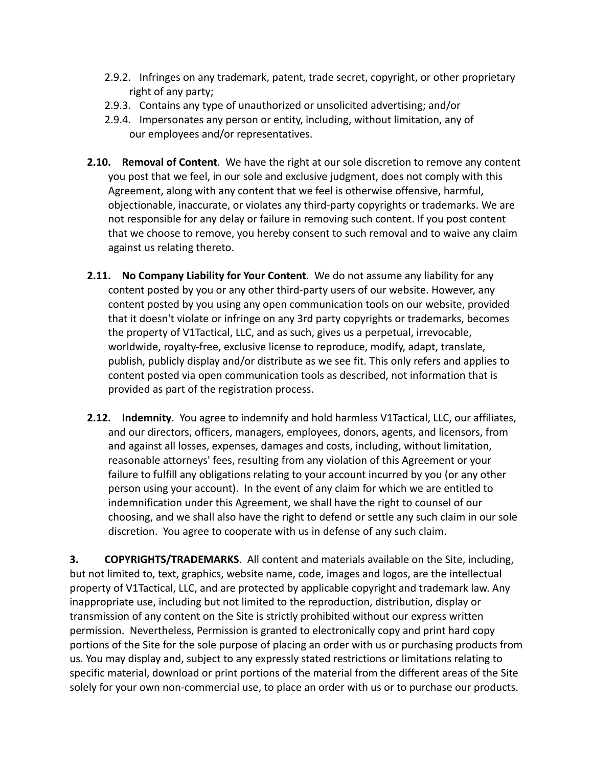- 2.9.2. Infringes on any trademark, patent, trade secret, copyright, or other proprietary right of any party;
- 2.9.3. Contains any type of unauthorized or unsolicited advertising; and/or
- 2.9.4. Impersonates any person or entity, including, without limitation, any of our employees and/or representatives.

**2.10. Removal of Content**. We have the right at our sole discretion to remove any content you post that we feel, in our sole and exclusive judgment, does not comply with this Agreement, along with any content that we feel is otherwise offensive, harmful, objectionable, inaccurate, or violates any third-party copyrights or trademarks. We are not responsible for any delay or failure in removing such content. If you post content that we choose to remove, you hereby consent to such removal and to waive any claim against us relating thereto.

**2.11. No Company Liability for Your Content**. We do not assume any liability for any content posted by you or any other third-party users of our website. However, any content posted by you using any open communication tools on our website, provided that it doesn't violate or infringe on any 3rd party copyrights or trademarks, becomes the property of V1Tactical, LLC, and as such, gives us a perpetual, irrevocable, worldwide, royalty-free, exclusive license to reproduce, modify, adapt, translate, publish, publicly display and/or distribute as we see fit. This only refers and applies to content posted via open communication tools as described, not information that is provided as part of the registration process.

**2.12. Indemnity**. You agree to indemnify and hold harmless V1Tactical, LLC, our affiliates, and our directors, officers, managers, employees, donors, agents, and licensors, from and against all losses, expenses, damages and costs, including, without limitation, reasonable attorneys' fees, resulting from any violation of this Agreement or your failure to fulfill any obligations relating to your account incurred by you (or any other person using your account). In the event of any claim for which we are entitled to indemnification under this Agreement, we shall have the right to counsel of our choosing, and we shall also have the right to defend or settle any such claim in our sole discretion. You agree to cooperate with us in defense of any such claim.

**3. COPYRIGHTS/TRADEMARKS**. All content and materials available on the Site, including, but not limited to, text, graphics, website name, code, images and logos, are the intellectual property of V1Tactical, LLC, and are protected by applicable copyright and trademark law. Any inappropriate use, including but not limited to the reproduction, distribution, display or transmission of any content on the Site is strictly prohibited without our express written permission. Nevertheless, Permission is granted to electronically copy and print hard copy portions of the Site for the sole purpose of placing an order with us or purchasing products from us. You may display and, subject to any expressly stated restrictions or limitations relating to specific material, download or print portions of the material from the different areas of the Site solely for your own non-commercial use, to place an order with us or to purchase our products.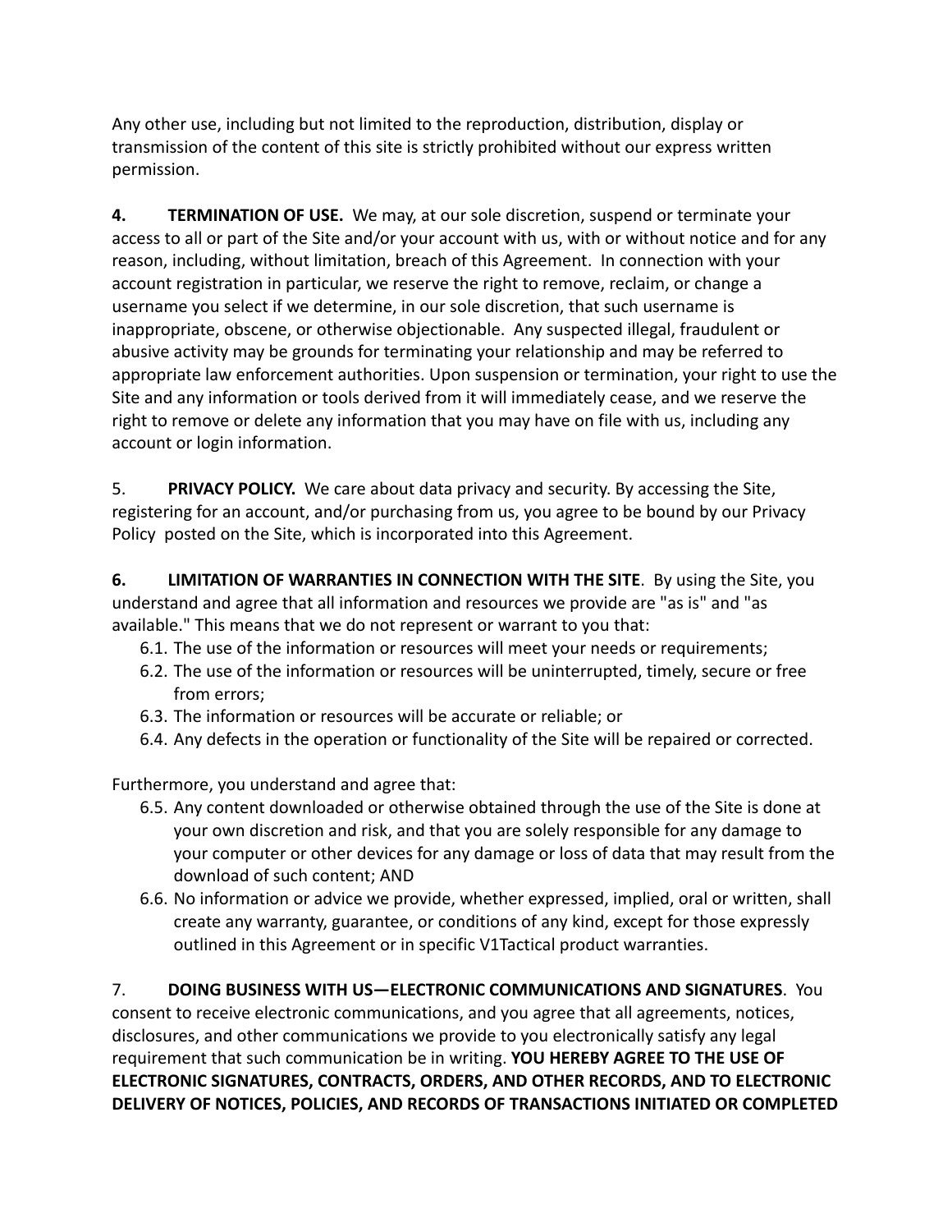Any other use, including but not limited to the reproduction, distribution, display or transmission of the content of this site is strictly prohibited without our express written permission.

**4. TERMINATION OF USE.** We may, at our sole discretion, suspend or terminate your access to all or part of the Site and/or your account with us, with or without notice and for any reason, including, without limitation, breach of this Agreement. In connection with your account registration in particular, we reserve the right to remove, reclaim, or change a username you select if we determine, in our sole discretion, that such username is inappropriate, obscene, or otherwise objectionable. Any suspected illegal, fraudulent or abusive activity may be grounds for terminating your relationship and may be referred to appropriate law enforcement authorities. Upon suspension or termination, your right to use the Site and any information or tools derived from it will immediately cease, and we reserve the right to remove or delete any information that you may have on file with us, including any account or login information.

5. **PRIVACY POLICY.** We care about data privacy and security. By accessing the Site, registering for an account, and/or purchasing from us, you agree to be bound by our Privacy Policy posted on the Site, which is incorporated into this Agreement.

**6. LIMITATION OF WARRANTIES IN CONNECTION WITH THE SITE**. By using the Site, you understand and agree that all information and resources we provide are "as is" and "as available." This means that we do not represent or warrant to you that:

- 6.1. The use of the information or resources will meet your needs or requirements;
- 6.2. The use of the information or resources will be uninterrupted, timely, secure or free from errors;
- 6.3. The information or resources will be accurate or reliable; or
- 6.4. Any defects in the operation or functionality of the Site will be repaired or corrected.

Furthermore, you understand and agree that:

- 6.5. Any content downloaded or otherwise obtained through the use of the Site is done at your own discretion and risk, and that you are solely responsible for any damage to your computer or other devices for any damage or loss of data that may result from the download of such content; AND
- 6.6. No information or advice we provide, whether expressed, implied, oral or written, shall create any warranty, guarantee, or conditions of any kind, except for those expressly outlined in this Agreement or in specific V1Tactical product warranties.

7. **DOING BUSINESS WITH US—ELECTRONIC COMMUNICATIONS AND SIGNATURES**. You consent to receive electronic communications, and you agree that all agreements, notices, disclosures, and other communications we provide to you electronically satisfy any legal requirement that such communication be in writing. **YOU HEREBY AGREE TO THE USE OF ELECTRONIC SIGNATURES, CONTRACTS, ORDERS, AND OTHER RECORDS, AND TO ELECTRONIC DELIVERY OF NOTICES, POLICIES, AND RECORDS OF TRANSACTIONS INITIATED OR COMPLETED**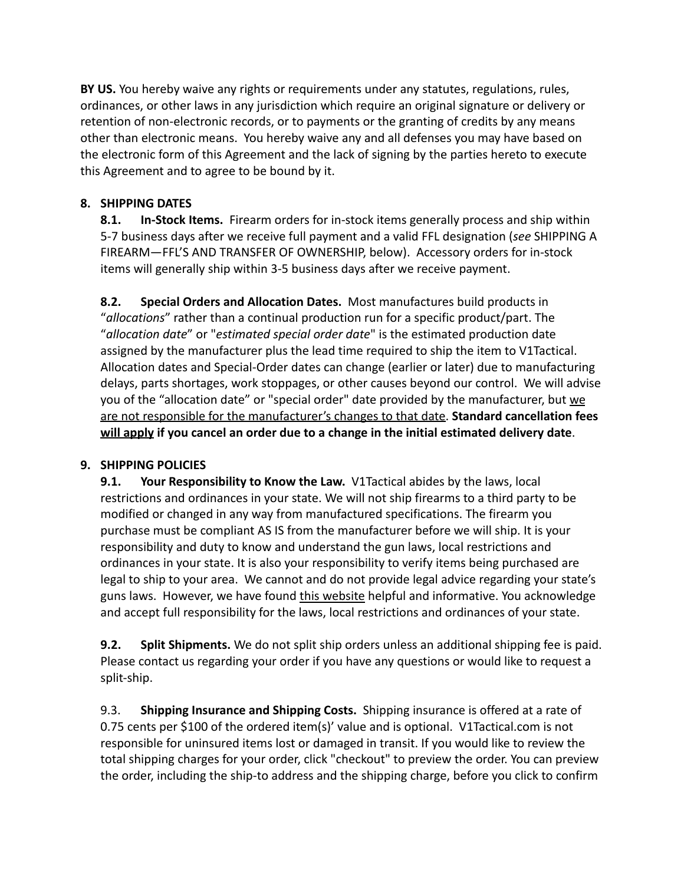**BY US.** You hereby waive any rights or requirements under any statutes, regulations, rules, ordinances, or other laws in any jurisdiction which require an original signature or delivery or retention of non-electronic records, or to payments or the granting of credits by any means other than electronic means. You hereby waive any and all defenses you may have based on the electronic form of this Agreement and the lack of signing by the parties hereto to execute this Agreement and to agree to be bound by it.

## 8. SHIPPING DATES

**8.1. In-Stock Items.** Firearm orders for in-stock items generally process and ship within 5-7 business days after we receive full payment and a valid FFL designation (*see* SHIPPING A FIREARM—FFL'S AND TRANSFER OF OWNERSHIP, below). Accessory orders for in-stock items will generally ship within 3-5 business days after we receive payment.

**8.2. Special Orders and Allocation Dates.** Most manufactures build products in "*allocations*" rather than a continual production run for a specific product/part. The "*allocation date*" or "*estimated special order date*" is the estimated production date assigned by the manufacturer plus the lead time required to ship the item to V1Tactical. Allocation dates and Special-Order dates can change (earlier or later) due to manufacturing delays, parts shortages, work stoppages, or other causes beyond our control. We will advise you of the "allocation date" or "special order" date provided by the manufacturer, but <u>we are not responsible for the manufacturer's changes to that date</u>. **Standard cancellation fees <u>will apply</u> if you cancel an order due to a change in the initial estimated delivery date**.

## 9. SHIPPING POLICIES

**9.1. Your Responsibility to Know the Law.** V1Tactical abides by the laws, local restrictions and ordinances in your state. We will not ship firearms to a third party to be modified or changed in any way from manufactured specifications. The firearm you purchase must be compliant AS IS from the manufacturer before we will ship. It is your responsibility and duty to know and understand the gun laws, local restrictions and ordinances in your state. It is also your responsibility to verify items being purchased are legal to ship to your area. We cannot and do not provide legal advice regarding your state's guns laws. However, we have found <u>this website</u> helpful and informative. You acknowledge and accept full responsibility for the laws, local restrictions and ordinances of your state.

**9.2. Split Shipments.** We do not split ship orders unless an additional shipping fee is paid. Please contact us regarding your order if you have any questions or would like to request a split-ship.

9.3. **Shipping Insurance and Shipping Costs.** Shipping insurance is offered at a rate of 0.75 cents per $100 of the ordered item(s)' value and is optional. V1Tactical.com is not responsible for uninsured items lost or damaged in transit. If you would like to review the total shipping charges for your order, click "checkout" to preview the order. You can preview the order, including the ship-to address and the shipping charge, before you click to confirm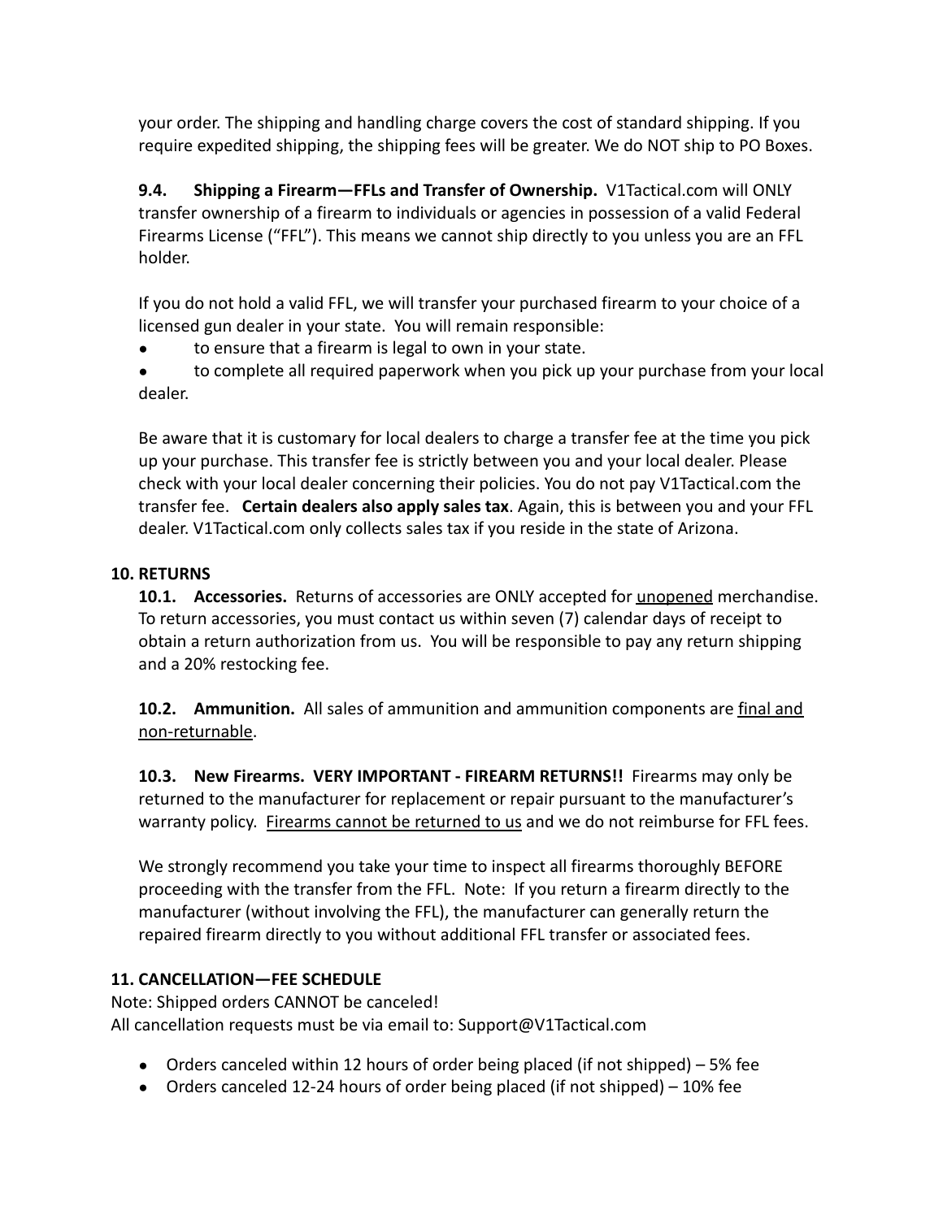your order. The shipping and handling charge covers the cost of standard shipping. If you require expedited shipping, the shipping fees will be greater. We do NOT ship to PO Boxes.

**9.4. Shipping a Firearm—FFLs and Transfer of Ownership.** V1Tactical.com will ONLY transfer ownership of a firearm to individuals or agencies in possession of a valid Federal Firearms License ("FFL"). This means we cannot ship directly to you unless you are an FFL holder.

If you do not hold a valid FFL, we will transfer your purchased firearm to your choice of a licensed gun dealer in your state. You will remain responsible:

- to ensure that a firearm is legal to own in your state.
- to complete all required paperwork when you pick up your purchase from your local dealer.

Be aware that it is customary for local dealers to charge a transfer fee at the time you pick up your purchase. This transfer fee is strictly between you and your local dealer. Please check with your local dealer concerning their policies. You do not pay V1Tactical.com the transfer fee. **Certain dealers also apply sales tax**. Again, this is between you and your FFL dealer. V1Tactical.com only collects sales tax if you reside in the state of Arizona.

## 10. RETURNS

**10.1. Accessories.** Returns of accessories are ONLY accepted for <u>unopened</u> merchandise. To return accessories, you must contact us within seven (7) calendar days of receipt to obtain a return authorization from us. You will be responsible to pay any return shipping and a 20% restocking fee.

**10.2. Ammunition.** All sales of ammunition and ammunition components are <u>final and non-returnable</u>.

**10.3. New Firearms. VERY IMPORTANT - FIREARM RETURNS!!** Firearms may only be returned to the manufacturer for replacement or repair pursuant to the manufacturer's warranty policy. <u>Firearms cannot be returned to us</u> and we do not reimburse for FFL fees.

We strongly recommend you take your time to inspect all firearms thoroughly BEFORE proceeding with the transfer from the FFL. Note: If you return a firearm directly to the manufacturer (without involving the FFL), the manufacturer can generally return the repaired firearm directly to you without additional FFL transfer or associated fees.

## 11. CANCELLATION—FEE SCHEDULE

Note: Shipped orders CANNOT be canceled!
All cancellation requests must be via email to: Support@V1Tactical.com

- Orders canceled within 12 hours of order being placed (if not shipped) – 5% fee
- Orders canceled 12-24 hours of order being placed (if not shipped) – 10% fee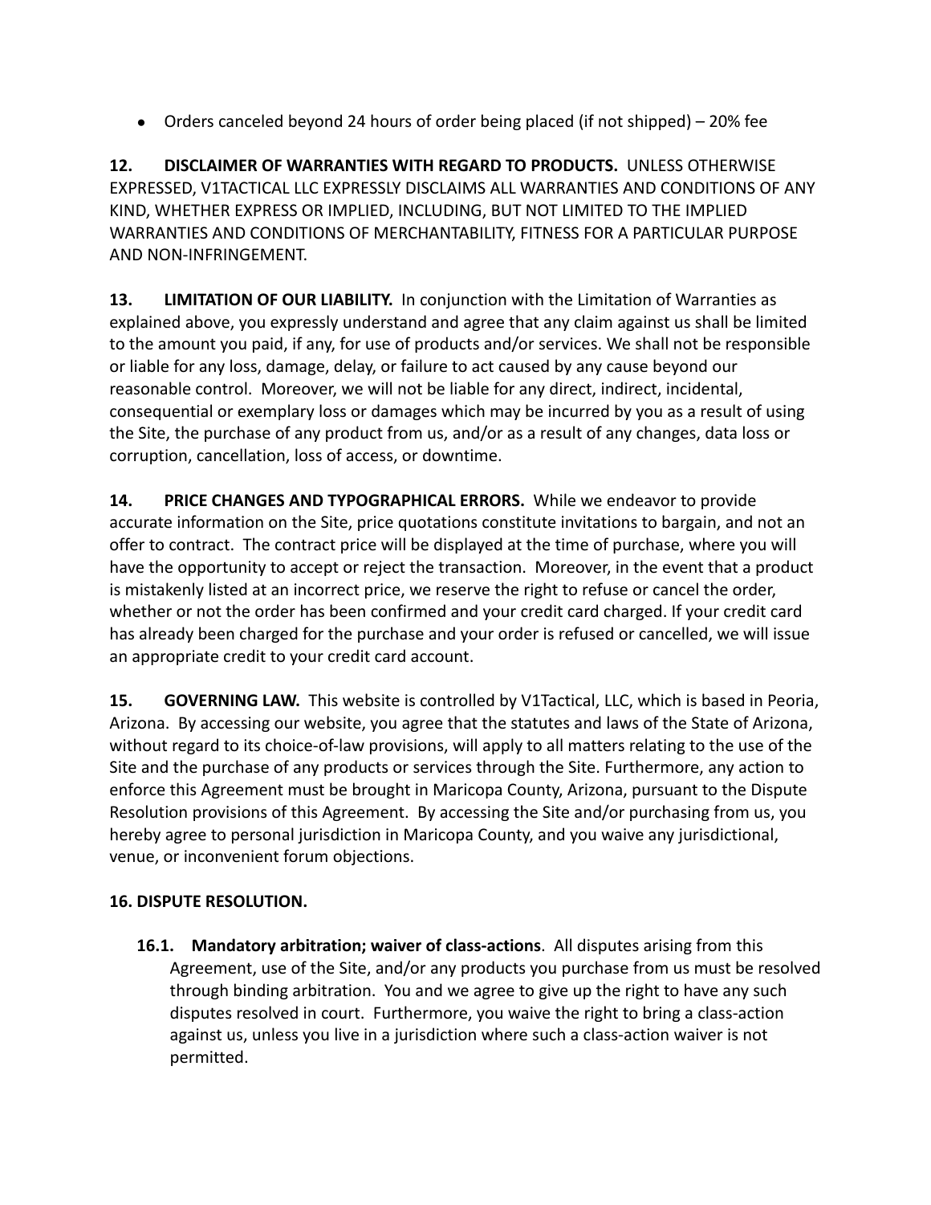- Orders canceled beyond 24 hours of order being placed (if not shipped) – 20% fee

**12. DISCLAIMER OF WARRANTIES WITH REGARD TO PRODUCTS.** UNLESS OTHERWISE EXPRESSED, V1TACTICAL LLC EXPRESSLY DISCLAIMS ALL WARRANTIES AND CONDITIONS OF ANY KIND, WHETHER EXPRESS OR IMPLIED, INCLUDING, BUT NOT LIMITED TO THE IMPLIED WARRANTIES AND CONDITIONS OF MERCHANTABILITY, FITNESS FOR A PARTICULAR PURPOSE AND NON-INFRINGEMENT.

**13. LIMITATION OF OUR LIABILITY.** In conjunction with the Limitation of Warranties as explained above, you expressly understand and agree that any claim against us shall be limited to the amount you paid, if any, for use of products and/or services. We shall not be responsible or liable for any loss, damage, delay, or failure to act caused by any cause beyond our reasonable control. Moreover, we will not be liable for any direct, indirect, incidental, consequential or exemplary loss or damages which may be incurred by you as a result of using the Site, the purchase of any product from us, and/or as a result of any changes, data loss or corruption, cancellation, loss of access, or downtime.

**14. PRICE CHANGES AND TYPOGRAPHICAL ERRORS.** While we endeavor to provide accurate information on the Site, price quotations constitute invitations to bargain, and not an offer to contract. The contract price will be displayed at the time of purchase, where you will have the opportunity to accept or reject the transaction. Moreover, in the event that a product is mistakenly listed at an incorrect price, we reserve the right to refuse or cancel the order, whether or not the order has been confirmed and your credit card charged. If your credit card has already been charged for the purchase and your order is refused or cancelled, we will issue an appropriate credit to your credit card account.

**15. GOVERNING LAW.** This website is controlled by V1Tactical, LLC, which is based in Peoria, Arizona. By accessing our website, you agree that the statutes and laws of the State of Arizona, without regard to its choice-of-law provisions, will apply to all matters relating to the use of the Site and the purchase of any products or services through the Site. Furthermore, any action to enforce this Agreement must be brought in Maricopa County, Arizona, pursuant to the Dispute Resolution provisions of this Agreement. By accessing the Site and/or purchasing from us, you hereby agree to personal jurisdiction in Maricopa County, and you waive any jurisdictional, venue, or inconvenient forum objections.

**16. DISPUTE RESOLUTION.**

**16.1. Mandatory arbitration; waiver of class-actions**. All disputes arising from this Agreement, use of the Site, and/or any products you purchase from us must be resolved through binding arbitration. You and we agree to give up the right to have any such disputes resolved in court. Furthermore, you waive the right to bring a class-action against us, unless you live in a jurisdiction where such a class-action waiver is not permitted.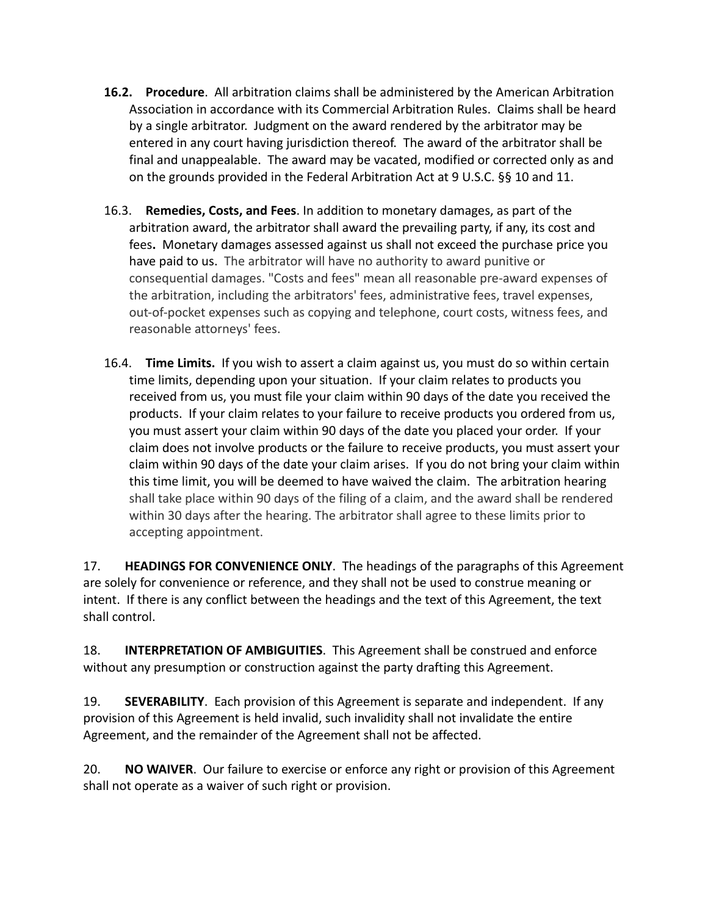**16.2. Procedure**. All arbitration claims shall be administered by the American Arbitration Association in accordance with its Commercial Arbitration Rules. Claims shall be heard by a single arbitrator. Judgment on the award rendered by the arbitrator may be entered in any court having jurisdiction thereof. The award of the arbitrator shall be final and unappealable. The award may be vacated, modified or corrected only as and on the grounds provided in the Federal Arbitration Act at 9 U.S.C. §§ 10 and 11.

16.3. **Remedies, Costs, and Fees**. In addition to monetary damages, as part of the arbitration award, the arbitrator shall award the prevailing party, if any, its cost and fees**.** Monetary damages assessed against us shall not exceed the purchase price you have paid to us. The arbitrator will have no authority to award punitive or consequential damages. "Costs and fees" mean all reasonable pre-award expenses of the arbitration, including the arbitrators' fees, administrative fees, travel expenses, out-of-pocket expenses such as copying and telephone, court costs, witness fees, and reasonable attorneys' fees.

16.4. **Time Limits.** If you wish to assert a claim against us, you must do so within certain time limits, depending upon your situation. If your claim relates to products you received from us, you must file your claim within 90 days of the date you received the products. If your claim relates to your failure to receive products you ordered from us, you must assert your claim within 90 days of the date you placed your order. If your claim does not involve products or the failure to receive products, you must assert your claim within 90 days of the date your claim arises. If you do not bring your claim within this time limit, you will be deemed to have waived the claim. The arbitration hearing shall take place within 90 days of the filing of a claim, and the award shall be rendered within 30 days after the hearing. The arbitrator shall agree to these limits prior to accepting appointment.

17. **HEADINGS FOR CONVENIENCE ONLY**. The headings of the paragraphs of this Agreement are solely for convenience or reference, and they shall not be used to construe meaning or intent. If there is any conflict between the headings and the text of this Agreement, the text shall control.

18. **INTERPRETATION OF AMBIGUITIES**. This Agreement shall be construed and enforce without any presumption or construction against the party drafting this Agreement.

19. **SEVERABILITY**. Each provision of this Agreement is separate and independent. If any provision of this Agreement is held invalid, such invalidity shall not invalidate the entire Agreement, and the remainder of the Agreement shall not be affected.

20. **NO WAIVER**. Our failure to exercise or enforce any right or provision of this Agreement shall not operate as a waiver of such right or provision.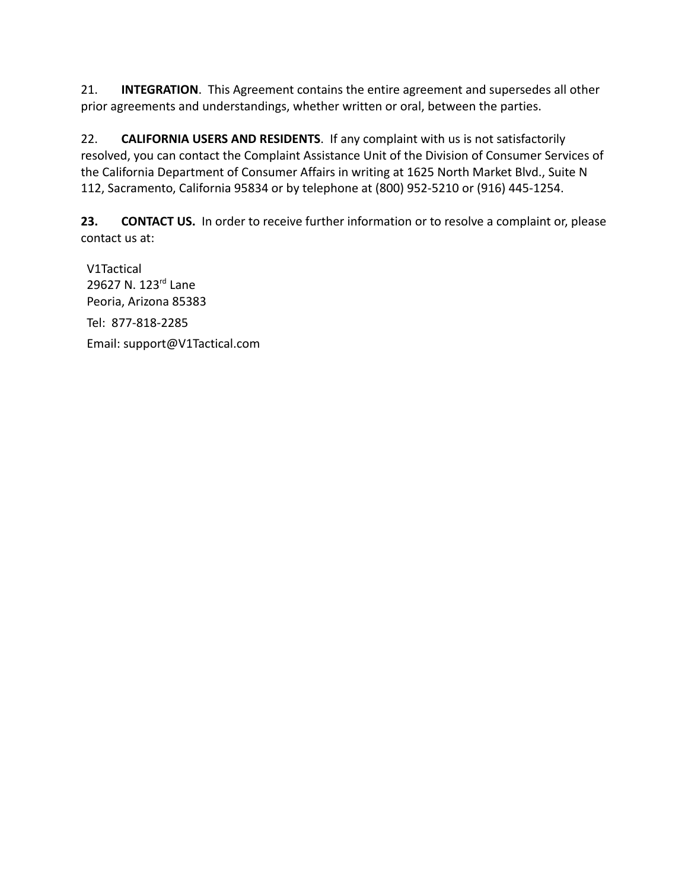21. **INTEGRATION**. This Agreement contains the entire agreement and supersedes all other prior agreements and understandings, whether written or oral, between the parties.

22. **CALIFORNIA USERS AND RESIDENTS**. If any complaint with us is not satisfactorily resolved, you can contact the Complaint Assistance Unit of the Division of Consumer Services of the California Department of Consumer Affairs in writing at 1625 North Market Blvd., Suite N 112, Sacramento, California 95834 or by telephone at (800) 952-5210 or (916) 445-1254.

**23. CONTACT US.** In order to receive further information or to resolve a complaint or, please contact us at:

V1Tactical
29627 N. 123rd Lane
Peoria, Arizona 85383

Tel: 877-818-2285

Email: support@V1Tactical.com